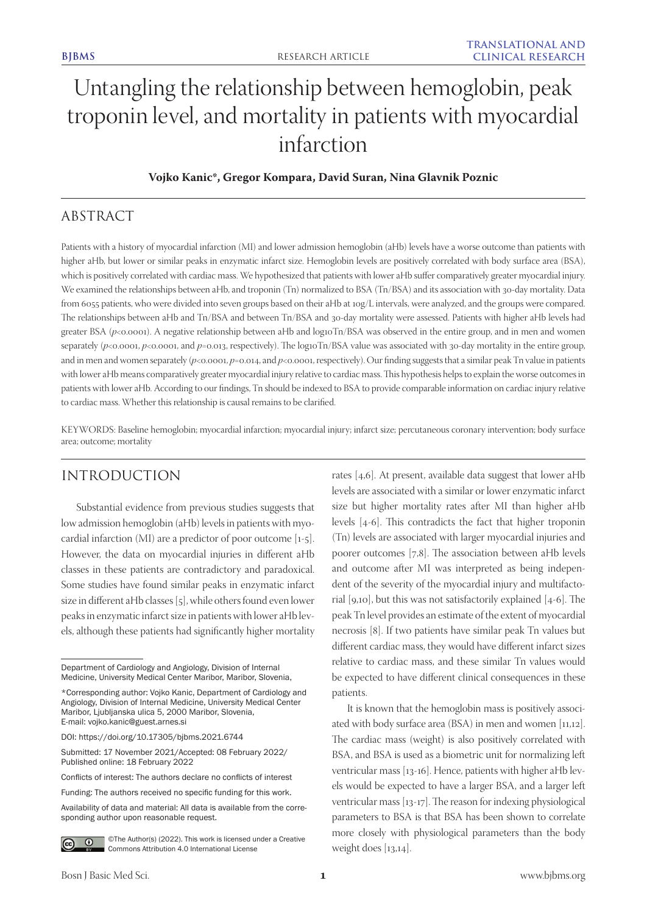# Untangling the relationship between hemoglobin, peak troponin level, and mortality in patients with myocardial infarction

**Vojko Kanic\*, Gregor Kompara, David Suran, Nina Glavnik Poznic**

## ABSTRACT

Patients with a history of myocardial infarction (MI) and lower admission hemoglobin (aHb) levels have a worse outcome than patients with higher aHb, but lower or similar peaks in enzymatic infarct size. Hemoglobin levels are positively correlated with body surface area (BSA), which is positively correlated with cardiac mass. We hypothesized that patients with lower aHb suffer comparatively greater myocardial injury. We examined the relationships between aHb, and troponin (Tn) normalized to BSA (Tn/BSA) and its association with 30-day mortality. Data from 6055 patients, who were divided into seven groups based on their aHb at 10g/L intervals, were analyzed, and the groups were compared. The relationships between aHb and Tn/BSA and between Tn/BSA and 30-day mortality were assessed. Patients with higher aHb levels had greater BSA ($p<0.0001$). A negative relationship between aHb and log10Tn/BSA was observed in the entire group, and in men and women separately ($p<0.0001$, $p<0.0001$, and $p=0.013$, respectively). The log10Tn/BSA value was associated with 30-day mortality in the entire group, and in men and women separately ($p<0.0001$, $p=0.014$, and $p<0.0001$, respectively). Our finding suggests that a similar peak Tn value in patients with lower aHb means comparatively greater myocardial injury relative to cardiac mass. This hypothesis helps to explain the worse outcomes in patients with lower aHb. According to our findings, Tn should be indexed to BSA to provide comparable information on cardiac injury relative to cardiac mass. Whether this relationship is causal remains to be clarified.

KEYWORDS: Baseline hemoglobin; myocardial infarction; myocardial injury; infarct size; percutaneous coronary intervention; body surface area; outcome; mortality

## INTRODUCTION

Substantial evidence from previous studies suggests that low admission hemoglobin (aHb) levels in patients with myocardial infarction (MI) are a predictor of poor outcome [1-5]. However, the data on myocardial injuries in different aHb classes in these patients are contradictory and paradoxical. Some studies have found similar peaks in enzymatic infarct size in different aHb classes [5], while others found even lower peaks in enzymatic infarct size in patients with lower aHb levels, although these patients had significantly higher mortality rates [4,6]. At present, available data suggest that lower aHb levels are associated with a similar or lower enzymatic infarct size but higher mortality rates after MI than higher aHb levels [4-6]. This contradicts the fact that higher troponin (Tn) levels are associated with larger myocardial injuries and poorer outcomes [7,8]. The association between aHb levels and outcome after MI was interpreted as being independent of the severity of the myocardial injury and multifactorial [9,10], but this was not satisfactorily explained [4-6]. The peak Tn level provides an estimate of the extent of myocardial necrosis [8]. If two patients have similar peak Tn values but different cardiac mass, they would have different infarct sizes relative to cardiac mass, and these similar Tn values would be expected to have different clinical consequences in these patients.

It is known that the hemoglobin mass is positively associated with body surface area (BSA) in men and women [11,12]. The cardiac mass (weight) is also positively correlated with BSA, and BSA is used as a biometric unit for normalizing left ventricular mass [13-16]. Hence, patients with higher aHb levels would be expected to have a larger BSA, and a larger left ventricular mass [13-17]. The reason for indexing physiological parameters to BSA is that BSA has been shown to correlate more closely with physiological parameters than the body weight does [13,14].

Department of Cardiology and Angiology, Division of Internal Medicine, University Medical Center Maribor, Maribor, Slovenia,

\*Corresponding author: Vojko Kanic, Department of Cardiology and Angiology, Division of Internal Medicine, University Medical Center Maribor, Ljubljanska ulica 5, 2000 Maribor, Slovenia, E-mail: vojko.kanic@guest.arnes.si

DOI: https://doi.org/10.17305/bjbms.2021.6744

Submitted: 17 November 2021/Accepted: 08 February 2022/ Published online: 18 February 2022

Conflicts of interest: The authors declare no conflicts of interest

Funding: The authors received no specific funding for this work.

Availability of data and material: All data is available from the corresponding author upon reasonable request.

©The Author(s) (2022). This work is licensed under a Creative Commons Attribution 4.0 International License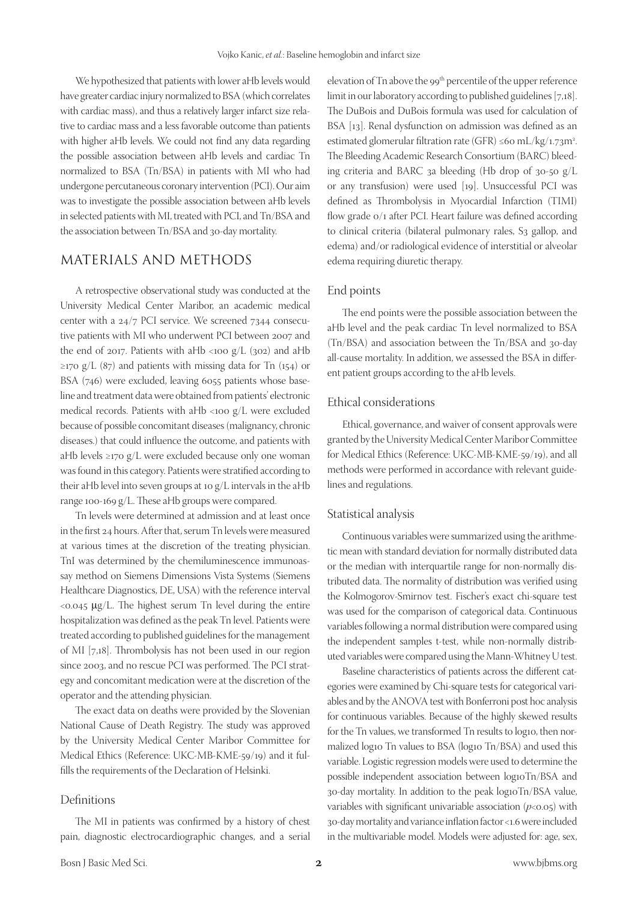We hypothesized that patients with lower aHb levels would have greater cardiac injury normalized to BSA (which correlates with cardiac mass), and thus a relatively larger infarct size relative to cardiac mass and a less favorable outcome than patients with higher aHb levels. We could not find any data regarding the possible association between aHb levels and cardiac Tn normalized to BSA (Tn/BSA) in patients with MI who had undergone percutaneous coronary intervention (PCI). Our aim was to investigate the possible association between aHb levels in selected patients with MI, treated with PCI, and Tn/BSA and the association between Tn/BSA and 30-day mortality.

## MATERIALS AND METHODS

A retrospective observational study was conducted at the University Medical Center Maribor, an academic medical center with a 24/7 PCI service. We screened 7344 consecutive patients with MI who underwent PCI between 2007 and the end of 2017. Patients with aHb <100 g/L (302) and aHb ≥170 g/L (87) and patients with missing data for Tn (154) or BSA (746) were excluded, leaving 6055 patients whose baseline and treatment data were obtained from patients' electronic medical records. Patients with aHb <100 g/L were excluded because of possible concomitant diseases (malignancy, chronic diseases.) that could influence the outcome, and patients with aHb levels ≥170 g/L were excluded because only one woman was found in this category. Patients were stratified according to their aHb level into seven groups at 10 g/L intervals in the aHb range 100-169 g/L. These aHb groups were compared.

Tn levels were determined at admission and at least once in the first 24 hours. After that, serum Tn levels were measured at various times at the discretion of the treating physician. TnI was determined by the chemiluminescence immunoassay method on Siemens Dimensions Vista Systems (Siemens Healthcare Diagnostics, DE, USA) with the reference interval <0.045 μg/L. The highest serum Tn level during the entire hospitalization was defined as the peak Tn level. Patients were treated according to published guidelines for the management of MI [7,18]. Thrombolysis has not been used in our region since 2003, and no rescue PCI was performed. The PCI strategy and concomitant medication were at the discretion of the operator and the attending physician.

The exact data on deaths were provided by the Slovenian National Cause of Death Registry. The study was approved by the University Medical Center Maribor Committee for Medical Ethics (Reference: UKC-MB-KME-59/19) and it fulfills the requirements of the Declaration of Helsinki.

### Definitions

The MI in patients was confirmed by a history of chest pain, diagnostic electrocardiographic changes, and a serial elevation of Tn above the 99th percentile of the upper reference limit in our laboratory according to published guidelines [7,18]. The DuBois and DuBois formula was used for calculation of BSA [13]. Renal dysfunction on admission was defined as an estimated glomerular filtration rate (GFR) ≤60 mL/kg/1.73m$^2$. The Bleeding Academic Research Consortium (BARC) bleeding criteria and BARC 3a bleeding (Hb drop of 30-50 g/L or any transfusion) were used [19]. Unsuccessful PCI was defined as Thrombolysis in Myocardial Infarction (TIMI) flow grade 0/1 after PCI. Heart failure was defined according to clinical criteria (bilateral pulmonary rales, S3 gallop, and edema) and/or radiological evidence of interstitial or alveolar edema requiring diuretic therapy.

### End points

The end points were the possible association between the aHb level and the peak cardiac Tn level normalized to BSA (Tn/BSA) and association between the Tn/BSA and 30-day all-cause mortality. In addition, we assessed the BSA in different patient groups according to the aHb levels.

### Ethical considerations

Ethical, governance, and waiver of consent approvals were granted by the University Medical Center Maribor Committee for Medical Ethics (Reference: UKC-MB-KME-59/19), and all methods were performed in accordance with relevant guidelines and regulations.

### Statistical analysis

Continuous variables were summarized using the arithmetic mean with standard deviation for normally distributed data or the median with interquartile range for non-normally distributed data. The normality of distribution was verified using the Kolmogorov-Smirnov test. Fischer's exact chi-square test was used for the comparison of categorical data. Continuous variables following a normal distribution were compared using the independent samples t-test, while non-normally distributed variables were compared using the Mann-Whitney U test.

Baseline characteristics of patients across the different categories were examined by Chi-square tests for categorical variables and by the ANOVA test with Bonferroni post hoc analysis for continuous variables. Because of the highly skewed results for the Tn values, we transformed Tn results to log10, then normalized log10 Tn values to BSA (log10 Tn/BSA) and used this variable. Logistic regression models were used to determine the possible independent association between log10Tn/BSA and 30-day mortality. In addition to the peak log10Tn/BSA value, variables with significant univariable association ($p<0.05$) with 30-day mortality and variance inflation factor <1.6 were included in the multivariable model. Models were adjusted for: age, sex,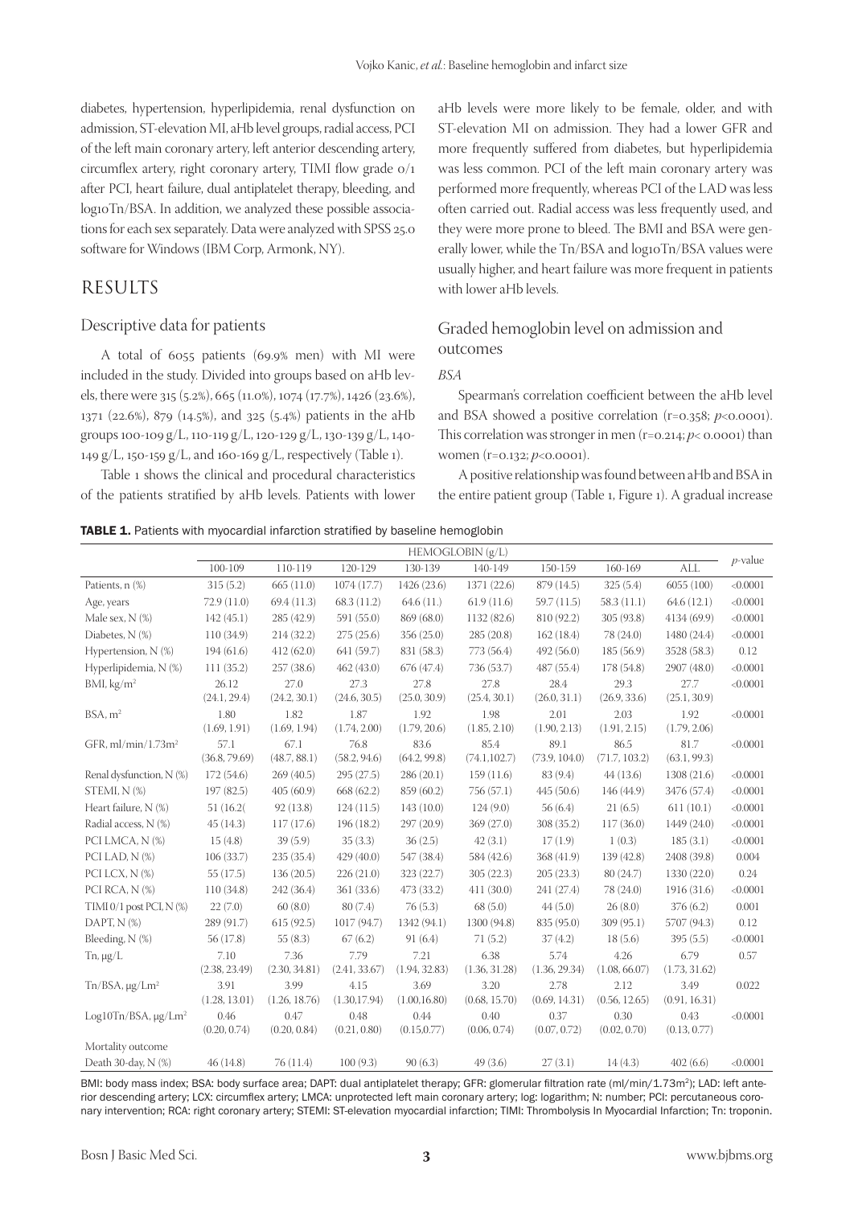diabetes, hypertension, hyperlipidemia, renal dysfunction on admission, ST-elevation MI, aHb level groups, radial access, PCI of the left main coronary artery, left anterior descending artery, circumflex artery, right coronary artery, TIMI flow grade 0/1 after PCI, heart failure, dual antiplatelet therapy, bleeding, and log10Tn/BSA. In addition, we analyzed these possible associations for each sex separately. Data were analyzed with SPSS 25.0 software for Windows (IBM Corp, Armonk, NY).

## RESULTS

### Descriptive data for patients

A total of 6055 patients (69.9% men) with MI were included in the study. Divided into groups based on aHb levels, there were 315 (5.2%), 665 (11.0%), 1074 (17.7%), 1426 (23.6%), 1371 (22.6%), 879 (14.5%), and 325 (5.4%) patients in the aHb groups 100-109 g/L, 110-119 g/L, 120-129 g/L, 130-139 g/L, 140-149 g/L, 150-159 g/L, and 160-169 g/L, respectively (Table 1).

Table 1 shows the clinical and procedural characteristics of the patients stratified by aHb levels. Patients with lower aHb levels were more likely to be female, older, and with ST-elevation MI on admission. They had a lower GFR and more frequently suffered from diabetes, but hyperlipidemia was less common. PCI of the left main coronary artery was performed more frequently, whereas PCI of the LAD was less often carried out. Radial access was less frequently used, and they were more prone to bleed. The BMI and BSA were generally lower, while the Tn/BSA and log10Tn/BSA values were usually higher, and heart failure was more frequent in patients with lower aHb levels.

### Graded hemoglobin level on admission and outcomes

*BSA*

Spearman's correlation coefficient between the aHb level and BSA showed a positive correlation (r=0.358; $p<0.0001$). This correlation was stronger in men (r=0.214; $p<0.0001$) than women (r=0.132; $p<0.0001$).

A positive relationship was found between aHb and BSA in the entire patient group (Table 1, Figure 1). A gradual increase

**TABLE 1.** Patients with myocardial infarction stratified by baseline hemoglobin

| | HEMOGLOBIN (g/L) | | | | | | | | *p*-value |
|---|---|---|---|---|---|---|---|---|---|
| | 100-109 | 110-119 | 120-129 | 130-139 | 140-149 | 150-159 | 160-169 | ALL | |
| Patients, n (%) | 315 (5.2) | 665 (11.0) | 1074 (17.7) | 1426 (23.6) | 1371 (22.6) | 879 (14.5) | 325 (5.4) | 6055 (100) | <0.0001 |
| Age, years | 72.9 (11.0) | 69.4 (11.3) | 68.3 (11.2) | 64.6 (11.) | 61.9 (11.6) | 59.7 (11.5) | 58.3 (11.1) | 64.6 (12.1) | <0.0001 |
| Male sex, N (%) | 142 (45.1) | 285 (42.9) | 591 (55.0) | 869 (68.0) | 1132 (82.6) | 810 (92.2) | 305 (93.8) | 4134 (69.9) | <0.0001 |
| Diabetes, N (%) | 110 (34.9) | 214 (32.2) | 275 (25.6) | 356 (25.0) | 285 (20.8) | 162 (18.4) | 78 (24.0) | 1480 (24.4) | <0.0001 |
| Hypertension, N (%) | 194 (61.6) | 412 (62.0) | 641 (59.7) | 831 (58.3) | 773 (56.4) | 492 (56.0) | 185 (56.9) | 3528 (58.3) | 0.12 |
| Hyperlipidemia, N (%) | 111 (35.2) | 257 (38.6) | 462 (43.0) | 676 (47.4) | 736 (53.7) | 487 (55.4) | 178 (54.8) | 2907 (48.0) | <0.0001 |
| BMI, kg/m² | 26.12 (24.1, 29.4) | 27.0 (24.2, 30.1) | 27.3 (24.6, 30.5) | 27.8 (25.0, 30.9) | 27.8 (25.4, 30.1) | 28.4 (26.0, 31.1) | 29.3 (26.9, 33.6) | 27.7 (25.1, 30.9) | <0.0001 |
| BSA, m² | 1.80 (1.69, 1.91) | 1.82 (1.69, 1.94) | 1.87 (1.74, 2.00) | 1.92 (1.79, 2.06) | 1.98 (1.85, 2.10) | 2.01 (1.90, 2.13) | 2.03 (1.91, 2.15) | 1.92 (1.79, 2.06) | <0.0001 |
| GFR, ml/min/1.73m² | 57.1 (36.8, 79.69) | 67.1 (48.7, 88.1) | 76.8 (58.2, 94.6) | 83.6 (64.2, 99.8) | 85.4 (74.1,102.7) | 89.1 (73.9, 104.0) | 86.5 (71.7, 103.2) | 81.7 (63.1, 99.3) | <0.0001 |
| Renal dysfunction, N (%) | 172 (54.6) | 269 (40.5) | 295 (27.5) | 286 (20.1) | 159 (11.6) | 83 (9.4) | 44 (13.6) | 1308 (21.6) | <0.0001 |
| STEMI, N (%) | 197 (82.5) | 405 (60.9) | 668 (62.2) | 859 (60.2) | 756 (57.1) | 445 (50.6) | 146 (44.9) | 3476 (57.4) | <0.0001 |
| Heart failure, N (%) | 51 (16.2( | 92 (13.8) | 124 (11.5) | 143 (10.0) | 124 (9.0) | 56 (6.4) | 21 (6.5) | 611 (10.1) | <0.0001 |
| Radial access, N (%) | 45 (14.3) | 117 (17.6) | 196 (18.2) | 297 (20.9) | 369 (27.0) | 308 (35.2) | 117 (36.0) | 1449 (24.0) | <0.0001 |
| PCI LMCA, N (%) | 15 (4.8) | 39 (5.9) | 35 (3.3) | 36 (2.5) | 42 (3.1) | 17 (1.9) | 1 (0.3) | 185 (3.1) | <0.0001 |
| PCI LAD, N (%) | 106 (33.7) | 235 (35.4) | 429 (40.0) | 547 (38.4) | 584 (42.6) | 368 (41.9) | 139 (42.8) | 2408 (39.8) | 0.004 |
| PCI LCX, N (%) | 55 (17.5) | 136 (20.5) | 226 (21.0) | 323 (22.7) | 305 (22.3) | 205 (23.3) | 80 (24.7) | 1330 (22.0) | 0.24 |
| PCI RCA, N (%) | 110 (34.8) | 242 (36.4) | 361 (33.6) | 473 (33.2) | 411 (30.0) | 241 (27.4) | 78 (24.0) | 1916 (31.6) | <0.0001 |
| TIMI 0/1 post PCI, N (%) | 22 (7.0) | 60 (8.0) | 80 (7.4) | 76 (5.3) | 68 (5.0) | 44 (5.0) | 26 (8.0) | 376 (6.2) | 0.001 |
| DAPT, N (%) | 289 (91.7) | 615 (92.5) | 1017 (94.7) | 1342 (94.1) | 1300 (94.8) | 835 (95.0) | 309 (95.1) | 5707 (94.3) | 0.12 |
| Bleeding, N (%) | 56 (17.8) | 55 (8.3) | 67 (6.2) | 91 (6.4) | 71 (5.2) | 37 (4.2) | 18 (5.6) | 395 (5.5) | <0.0001 |
| Tn, μg/L | 7.10 (2.38, 23.49) | 7.36 (2.30, 34.81) | 7.79 (2.41, 33.67) | 7.21 (1.94, 32.83) | 6.38 (1.36, 31.28) | 5.74 (1.36, 29.34) | 4.26 (1.08, 66.07) | 6.79 (1.73, 31.62) | 0.57 |
| Tn/BSA, μg/Lm² | 3.91 (1.28, 13.01) | 3.99 (1.26, 18.76) | 4.15 (1.30,17.94) | 3.69 (1.00,16.80) | 3.20 (0.68, 15.70) | 2.78 (0.69, 14.31) | 2.12 (0.56, 12.65) | 3.49 (0.91, 16.31) | 0.022 |
| Log10Tn/BSA, μg/Lm² | 0.46 (0.20, 0.74) | 0.47 (0.20, 0.84) | 0.48 (0.21, 0.80) | 0.44 (0.15,0.77) | 0.40 (0.06, 0.74) | 0.37 (0.07, 0.72) | 0.30 (0.02, 0.70) | 0.43 (0.13, 0.77) | <0.0001 |
| Mortality outcome | | | | | | | | | |
| Death 30-day, N (%) | 46 (14.8) | 76 (11.4) | 100 (9.3) | 90 (6.3) | 49 (3.6) | 27 (3.1) | 14 (4.3) | 402 (6.6) | <0.0001 |

BMI: body mass index; BSA: body surface area; DAPT: dual antiplatelet therapy; GFR: glomerular filtration rate (ml/min/1.73m²); LAD: left anterior descending artery; LCX: circumflex artery; LMCA: unprotected left main coronary artery; log: logarithm; N: number; PCI: percutaneous coronary intervention; RCA: right coronary artery; STEMI: ST-elevation myocardial infarction; TIMI: Thrombolysis In Myocardial Infarction; Tn: troponin.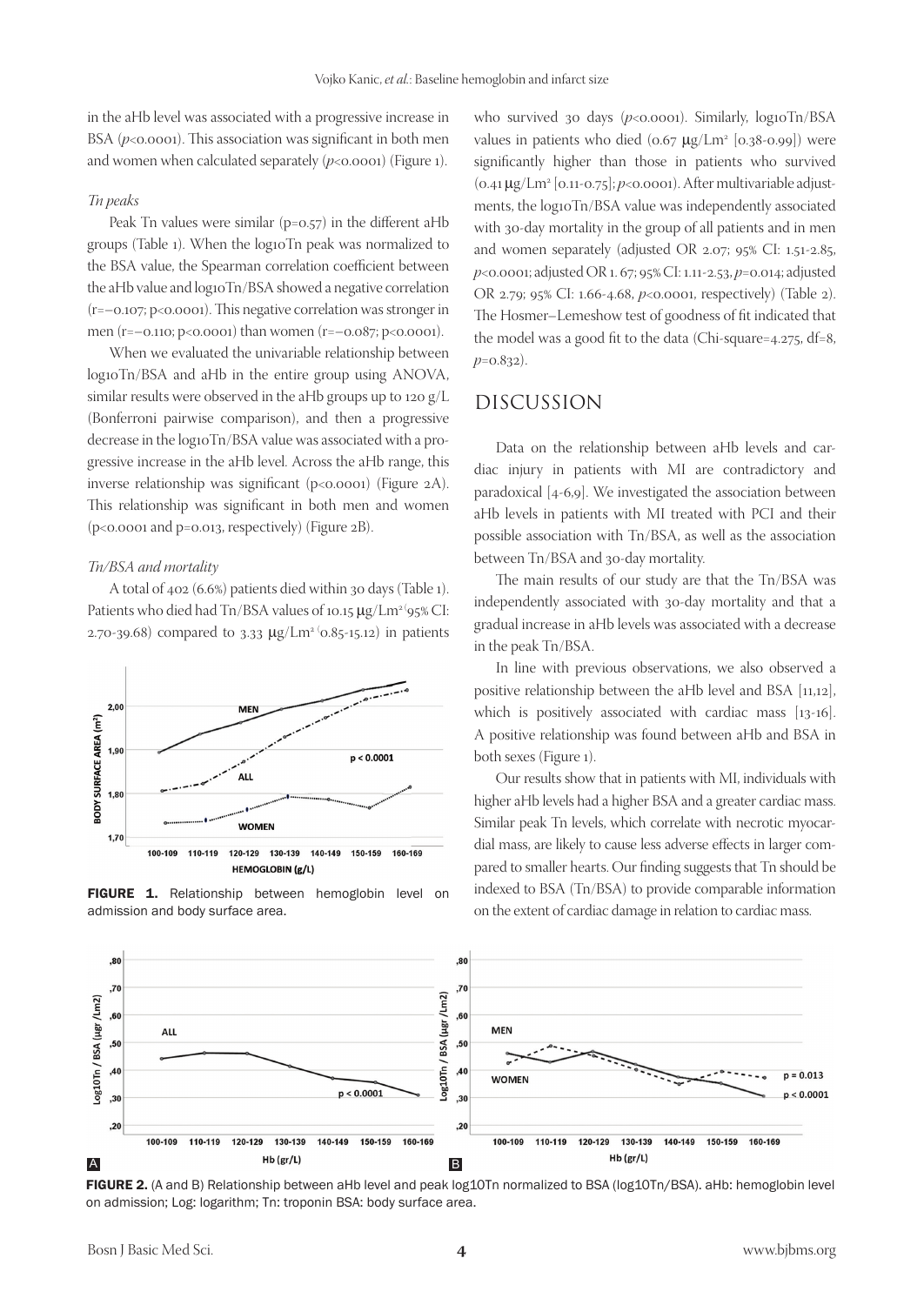in the aHb level was associated with a progressive increase in BSA ($p<0.0001$). This association was significant in both men and women when calculated separately ($p<0.0001$) (Figure 1).

*Tn peaks*

Peak Tn values were similar ($p=0.57$) in the different aHb groups (Table 1). When the log10Tn peak was normalized to the BSA value, the Spearman correlation coefficient between the aHb value and log10Tn/BSA showed a negative correlation ($r=-0.107$; $p<0.0001$). This negative correlation was stronger in men ($r=-0.110$; $p<0.0001$) than women ($r=-0.087$; $p<0.0001$).

When we evaluated the univariable relationship between log10Tn/BSA and aHb in the entire group using ANOVA, similar results were observed in the aHb groups up to 120 g/L (Bonferroni pairwise comparison), and then a progressive decrease in the log10Tn/BSA value was associated with a progressive increase in the aHb level. Across the aHb range, this inverse relationship was significant ($p<0.0001$) (Figure 2A). This relationship was significant in both men and women ($p<0.0001$ and $p=0.013$, respectively) (Figure 2B).

*Tn/BSA and mortality*

A total of 402 (6.6%) patients died within 30 days (Table 1). Patients who died had Tn/BSA values of 10.15 μg/Lm$^2$ (95% CI: 2.70-39.68) compared to 3.33 μg/Lm$^2$ (0.85-15.12) in patients who survived 30 days ($p<0.0001$). Similarly, log10Tn/BSA values in patients who died (0.67 μg/Lm$^2$ [0.38-0.99]) were significantly higher than those in patients who survived (0.41 μg/Lm$^2$ [0.11-0.75]; $p<0.0001$). After multivariable adjustments, the log10Tn/BSA value was independently associated with 30-day mortality in the group of all patients and in men and women separately (adjusted OR 2.07; 95% CI: 1.51-2.85, $p<0.0001$; adjusted OR 1. 67; 95% CI: 1.11-2.53, $p=0.014$; adjusted OR 2.79; 95% CI: 1.66-4.68, $p<0.0001$, respectively) (Table 2). The Hosmer–Lemeshow test of goodness of fit indicated that the model was a good fit to the data (Chi-square=4.275, df=8, $p=0.832$).

FIGURE 1. Relationship between hemoglobin level on admission and body surface area.

## DISCUSSION

Data on the relationship between aHb levels and cardiac injury in patients with MI are contradictory and paradoxical [4-6,9]. We investigated the association between aHb levels in patients with MI treated with PCI and their possible association with Tn/BSA, as well as the association between Tn/BSA and 30-day mortality.

The main results of our study are that the Tn/BSA was independently associated with 30-day mortality and that a gradual increase in aHb levels was associated with a decrease in the peak Tn/BSA.

In line with previous observations, we also observed a positive relationship between the aHb level and BSA [11,12], which is positively associated with cardiac mass [13-16]. A positive relationship was found between aHb and BSA in both sexes (Figure 1).

Our results show that in patients with MI, individuals with higher aHb levels had a higher BSA and a greater cardiac mass. Similar peak Tn levels, which correlate with necrotic myocardial mass, are likely to cause less adverse effects in larger compared to smaller hearts. Our finding suggests that Tn should be indexed to BSA (Tn/BSA) to provide comparable information on the extent of cardiac damage in relation to cardiac mass.

FIGURE 2. (A and B) Relationship between aHb level and peak log10Tn normalized to BSA (log10Tn/BSA). aHb: hemoglobin level on admission; Log: logarithm; Tn: troponin BSA: body surface area.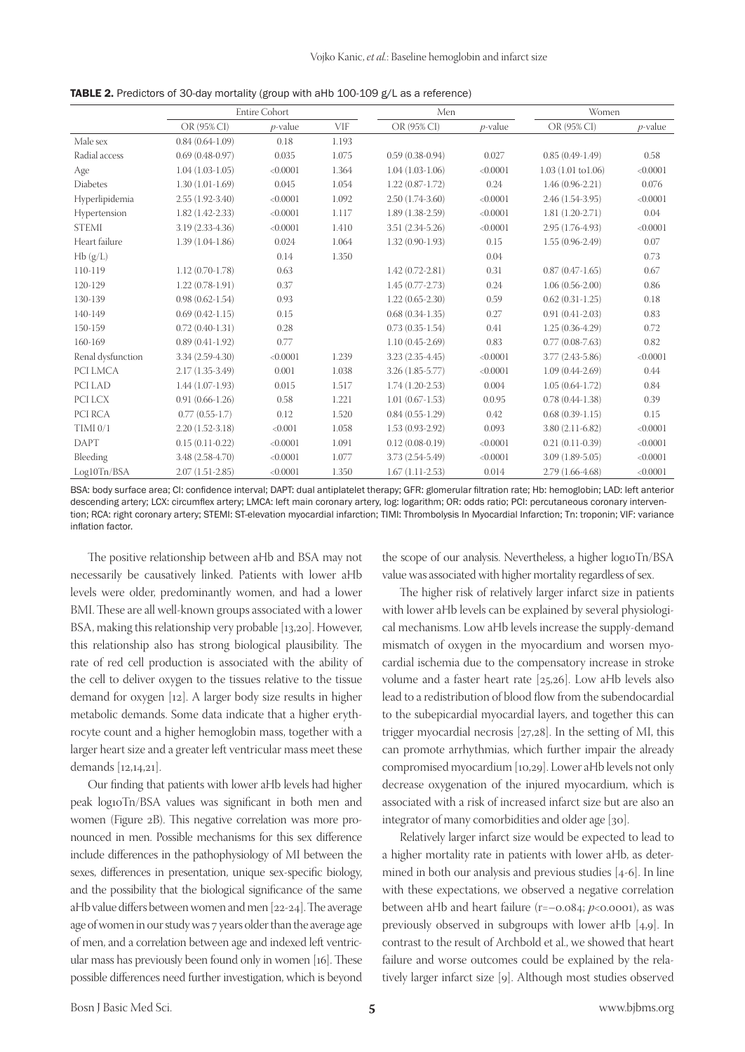**TABLE 2.** Predictors of 30-day mortality (group with aHb 100-109 g/L as a reference)

| | Entire Cohort | | | Men | | Women | |
|---|---|---|---|---|---|---|---|
| | OR (95% CI) | *p*-value | VIF | OR (95% CI) | *p*-value | OR (95% CI) | *p*-value |
| Male sex | 0.84 (0.64-1.09) | 0.18 | 1.193 | | | | |
| Radial access | 0.69 (0.48-0.97) | 0.035 | 1.075 | 0.59 (0.38-0.94) | 0.027 | 0.85 (0.49-1.49) | 0.58 |
| Age | 1.04 (1.03-1.05) | <0.0001 | 1.364 | 1.04 (1.03-1.06) | <0.0001 | 1.03 (1.01 to1.06) | <0.0001 |
| Diabetes | 1.30 (1.01-1.69) | 0.045 | 1.054 | 1.22 (0.87-1.72) | 0.24 | 1.46 (0.96-2.21) | 0.076 |
| Hyperlipidemia | 2.55 (1.92-3.40) | <0.0001 | 1.092 | 2.50 (1.74-3.60) | <0.0001 | 2.46 (1.54-3.95) | <0.0001 |
| Hypertension | 1.82 (1.42-2.33) | <0.0001 | 1.117 | 1.89 (1.38-2.59) | <0.0001 | 1.81 (1.20-2.71) | 0.04 |
| STEMI | 3.19 (2.33-4.36) | <0.0001 | 1.410 | 3.51 (2.34-5.26) | <0.0001 | 2.95 (1.76-4.93) | <0.0001 |
| Heart failure | 1.39 (1.04-1.86) | 0.024 | 1.064 | 1.32 (0.90-1.93) | 0.15 | 1.55 (0.96-2.49) | 0.07 |
| Hb (g/L) | | 0.14 | 1.350 | | 0.04 | | 0.73 |
| 110-119 | 1.12 (0.70-1.78) | 0.63 | | 1.42 (0.72-2.81) | 0.31 | 0.87 (0.47-1.65) | 0.67 |
| 120-129 | 1.22 (0.78-1.91) | 0.37 | | 1.45 (0.77-2.73) | 0.24 | 1.06 (0.56-2.00) | 0.86 |
| 130-139 | 0.98 (0.62-1.54) | 0.93 | | 1.22 (0.65-2.30) | 0.59 | 0.62 (0.31-1.25) | 0.18 |
| 140-149 | 0.69 (0.42-1.15) | 0.15 | | 0.68 (0.34-1.35) | 0.27 | 0.91 (0.41-2.03) | 0.83 |
| 150-159 | 0.72 (0.40-1.31) | 0.28 | | 0.73 (0.35-1.54) | 0.41 | 1.25 (0.36-4.29) | 0.72 |
| 160-169 | 0.89 (0.41-1.92) | 0.77 | | 1.10 (0.45-2.69) | 0.83 | 0.77 (0.08-7.63) | 0.82 |
| Renal dysfunction | 3.34 (2.59-4.30) | <0.0001 | 1.239 | 3.23 (2.35-4.45) | <0.0001 | 3.77 (2.43-5.86) | <0.0001 |
| PCI LMCA | 2.17 (1.35-3.49) | 0.001 | 1.038 | 3.26 (1.85-5.77) | <0.0001 | 1.09 (0.44-2.69) | 0.44 |
| PCI LAD | 1.44 (1.07-1.93) | 0.015 | 1.517 | 1.74 (1.20-2.53) | 0.004 | 1.05 (0.64-1.72) | 0.84 |
| PCI LCX | 0.91 (0.66-1.26) | 0.58 | 1.221 | 1.01 (0.67-1.53) | 0.095 | 0.78 (0.44-1.38) | 0.39 |
| PCI RCA | 0.77 (0.55-1.7) | 0.12 | 1.520 | 0.84 (0.55-1.29) | 0.42 | 0.68 (0.39-1.15) | 0.15 |
| TIMI 0/1 | 2.20 (1.52-3.18) | <0.001 | 1.058 | 1.53 (0.93-2.92) | 0.093 | 3.80 (2.11-6.82) | <0.0001 |
| DAPT | 0.15 (0.11-0.22) | <0.0001 | 1.091 | 0.12 (0.08-0.19) | <0.0001 | 0.21 (0.11-0.39) | <0.0001 |
| Bleeding | 3.48 (2.58-4.70) | <0.0001 | 1.077 | 3.73 (2.54-5.49) | <0.0001 | 3.09 (1.89-5.05) | <0.0001 |
| Log10Tn/BSA | 2.07 (1.51-2.85) | <0.0001 | 1.350 | 1.67 (1.11-2.53) | 0.014 | 2.79 (1.66-4.68) | <0.0001 |

BSA: body surface area; CI: confidence interval; DAPT: dual antiplatelet therapy; GFR: glomerular filtration rate; Hb: hemoglobin; LAD: left anterior descending artery; LCX: circumflex artery; LMCA: left main coronary artery, log: logarithm; OR: odds ratio; PCI: percutaneous coronary intervention; RCA: right coronary artery; STEMI: ST-elevation myocardial infarction; TIMI: Thrombolysis In Myocardial Infarction; Tn: troponin; VIF: variance inflation factor.

The positive relationship between aHb and BSA may not necessarily be causatively linked. Patients with lower aHb levels were older, predominantly women, and had a lower BMI. These are all well-known groups associated with a lower BSA, making this relationship very probable [13,20]. However, this relationship also has strong biological plausibility. The rate of red cell production is associated with the ability of the cell to deliver oxygen to the tissues relative to the tissue demand for oxygen [12]. A larger body size results in higher metabolic demands. Some data indicate that a higher erythrocyte count and a higher hemoglobin mass, together with a larger heart size and a greater left ventricular mass meet these demands [12,14,21].

Our finding that patients with lower aHb levels had higher peak log10Tn/BSA values was significant in both men and women (Figure 2B). This negative correlation was more pronounced in men. Possible mechanisms for this sex difference include differences in the pathophysiology of MI between the sexes, differences in presentation, unique sex-specific biology, and the possibility that the biological significance of the same aHb value differs between women and men [22-24]. The average age of women in our study was 7 years older than the average age of men, and a correlation between age and indexed left ventricular mass has previously been found only in women [16]. These possible differences need further investigation, which is beyond the scope of our analysis. Nevertheless, a higher log10Tn/BSA value was associated with higher mortality regardless of sex.

The higher risk of relatively larger infarct size in patients with lower aHb levels can be explained by several physiological mechanisms. Low aHb levels increase the supply-demand mismatch of oxygen in the myocardium and worsen myocardial ischemia due to the compensatory increase in stroke volume and a faster heart rate [25,26]. Low aHb levels also lead to a redistribution of blood flow from the subendocardial to the subepicardial myocardial layers, and together this can trigger myocardial necrosis [27,28]. In the setting of MI, this can promote arrhythmias, which further impair the already compromised myocardium [10,29]. Lower aHb levels not only decrease oxygenation of the injured myocardium, which is associated with a risk of increased infarct size but are also an integrator of many comorbidities and older age [30].

Relatively larger infarct size would be expected to lead to a higher mortality rate in patients with lower aHb, as determined in both our analysis and previous studies [4-6]. In line with these expectations, we observed a negative correlation between aHb and heart failure ($r=-0.084$; $p<0.0001$), as was previously observed in subgroups with lower aHb [4,9]. In contrast to the result of Archbold et al., we showed that heart failure and worse outcomes could be explained by the relatively larger infarct size [9]. Although most studies observed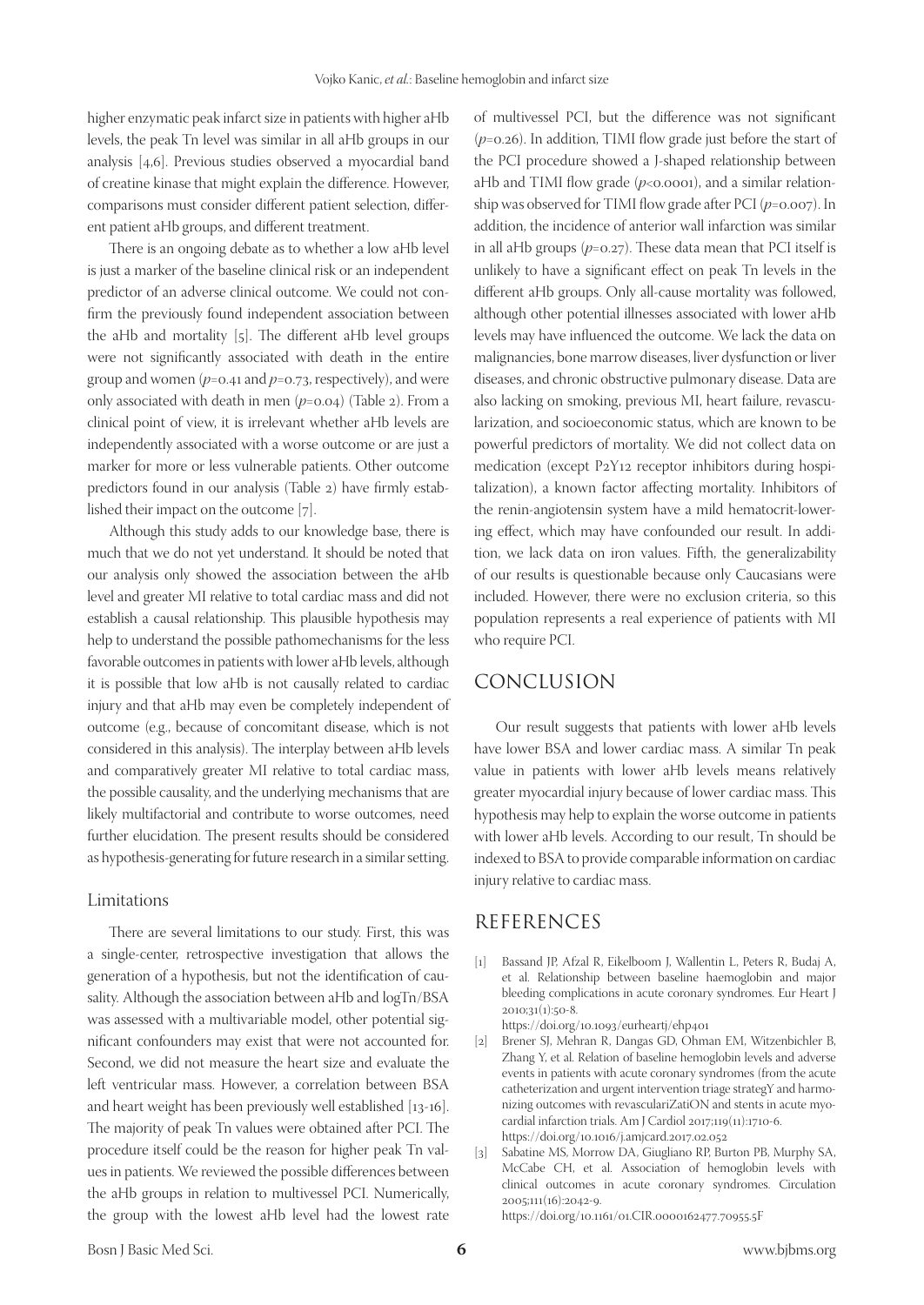higher enzymatic peak infarct size in patients with higher aHb levels, the peak Tn level was similar in all aHb groups in our analysis [4,6]. Previous studies observed a myocardial band of creatine kinase that might explain the difference. However, comparisons must consider different patient selection, different patient aHb groups, and different treatment.

There is an ongoing debate as to whether a low aHb level is just a marker of the baseline clinical risk or an independent predictor of an adverse clinical outcome. We could not confirm the previously found independent association between the aHb and mortality [5]. The different aHb level groups were not significantly associated with death in the entire group and women ($p=0.41$ and $p=0.73$, respectively), and were only associated with death in men ($p=0.04$) (Table 2). From a clinical point of view, it is irrelevant whether aHb levels are independently associated with a worse outcome or are just a marker for more or less vulnerable patients. Other outcome predictors found in our analysis (Table 2) have firmly established their impact on the outcome [7].

Although this study adds to our knowledge base, there is much that we do not yet understand. It should be noted that our analysis only showed the association between the aHb level and greater MI relative to total cardiac mass and did not establish a causal relationship. This plausible hypothesis may help to understand the possible pathomechanisms for the less favorable outcomes in patients with lower aHb levels, although it is possible that low aHb is not causally related to cardiac injury and that aHb may even be completely independent of outcome (e.g., because of concomitant disease, which is not considered in this analysis). The interplay between aHb levels and comparatively greater MI relative to total cardiac mass, the possible causality, and the underlying mechanisms that are likely multifactorial and contribute to worse outcomes, need further elucidation. The present results should be considered as hypothesis-generating for future research in a similar setting.

### Limitations

There are several limitations to our study. First, this was a single-center, retrospective investigation that allows the generation of a hypothesis, but not the identification of causality. Although the association between aHb and logTn/BSA was assessed with a multivariable model, other potential significant confounders may exist that were not accounted for. Second, we did not measure the heart size and evaluate the left ventricular mass. However, a correlation between BSA and heart weight has been previously well established [13-16]. The majority of peak Tn values were obtained after PCI. The procedure itself could be the reason for higher peak Tn values in patients. We reviewed the possible differences between the aHb groups in relation to multivessel PCI. Numerically, the group with the lowest aHb level had the lowest rate of multivessel PCI, but the difference was not significant ($p=0.26$). In addition, TIMI flow grade just before the start of the PCI procedure showed a J-shaped relationship between aHb and TIMI flow grade ($p<0.0001$), and a similar relationship was observed for TIMI flow grade after PCI ($p=0.007$). In addition, the incidence of anterior wall infarction was similar in all aHb groups ($p=0.27$). These data mean that PCI itself is unlikely to have a significant effect on peak Tn levels in the different aHb groups. Only all-cause mortality was followed, although other potential illnesses associated with lower aHb levels may have influenced the outcome. We lack the data on malignancies, bone marrow diseases, liver dysfunction or liver diseases, and chronic obstructive pulmonary disease. Data are also lacking on smoking, previous MI, heart failure, revascularization, and socioeconomic status, which are known to be powerful predictors of mortality. We did not collect data on medication (except $P2Y_{12}$ receptor inhibitors during hospitalization), a known factor affecting mortality. Inhibitors of the renin-angiotensin system have a mild hematocrit-lowering effect, which may have confounded our result. In addition, we lack data on iron values. Fifth, the generalizability of our results is questionable because only Caucasians were included. However, there were no exclusion criteria, so this population represents a real experience of patients with MI who require PCI.

## CONCLUSION

Our result suggests that patients with lower aHb levels have lower BSA and lower cardiac mass. A similar Tn peak value in patients with lower aHb levels means relatively greater myocardial injury because of lower cardiac mass. This hypothesis may help to explain the worse outcome in patients with lower aHb levels. According to our result, Tn should be indexed to BSA to provide comparable information on cardiac injury relative to cardiac mass.

## REFERENCES

[1] Bassand JP, Afzal R, Eikelboom J, Wallentin L, Peters R, Budaj A, et al. Relationship between baseline haemoglobin and major bleeding complications in acute coronary syndromes. Eur Heart J 2010;31(1):50-8.
https://doi.org/10.1093/eurheartj/ehp401

[2] Brener SJ, Mehran R, Dangas GD, Ohman EM, Witzenbichler B, Zhang Y, et al. Relation of baseline hemoglobin levels and adverse events in patients with acute coronary syndromes (from the acute catheterization and urgent intervention triage strategY and harmonizing outcomes with revasculariZatiON and stents in acute myocardial infarction trials. Am J Cardiol 2017;119(11):1710-6.
https://doi.org/10.1016/j.amjcard.2017.02.052

[3] Sabatine MS, Morrow DA, Giugliano RP, Burton PB, Murphy SA, McCabe CH, et al. Association of hemoglobin levels with clinical outcomes in acute coronary syndromes. Circulation 2005;111(16):2042-9.
https://doi.org/10.1161/01.CIR.0000162477.70955.5F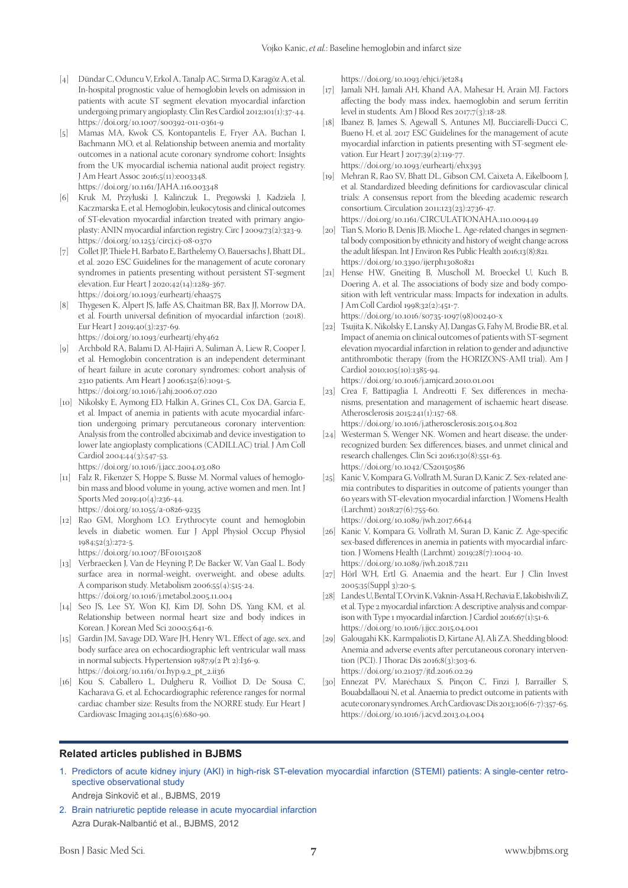[4] Dündar C, Oduncu V, Erkol A, Tanalp AC, Sırma D, Karagöz A, et al. In-hospital prognostic value of hemoglobin levels on admission in patients with acute ST segment elevation myocardial infarction undergoing primary angioplasty. Clin Res Cardiol 2012;101(1):37-44. https://doi.org/10.1007/s00392-011-0361-9

[5] Mamas MA, Kwok CS, Kontopantelis E, Fryer AA, Buchan I, Bachmann MO, et al. Relationship between anemia and mortality outcomes in a national acute coronary syndrome cohort: Insights from the UK myocardial ischemia national audit project registry. J Am Heart Assoc 2016;5(11):e003348. https://doi.org/10.1161/JAHA.116.003348

[6] Kruk M, Przyłuski J, Kalińczuk L, Pregowski J, Kadziela J, Kaczmarska E, et al. Hemoglobin, leukocytosis and clinical outcomes of ST-elevation myocardial infarction treated with primary angioplasty: ANIN myocardial infarction registry. Circ J 2009;73(2):323-9. https://doi.org/10.1253/circj.cj-08-0370

[7] Collet JP, Thiele H, Barbato E, Barthelemy O, Bauersachs J, Bhatt DL, et al. 2020 ESC Guidelines for the management of acute coronary syndromes in patients presenting without persistent ST-segment elevation. Eur Heart J 2020;42(14):1289-367. https://doi.org/10.1093/eurheartj/ehaa575

[8] Thygesen K, Alpert JS, Jaffe AS, Chaitman BR, Bax JJ, Morrow DA, et al. Fourth universal definition of myocardial infarction (2018). Eur Heart J 2019;40(3):237-69. https://doi.org/10.1093/eurheartj/ehy462

[9] Archbold RA, Balami D, Al-Hajiri A, Suliman A, Liew R, Cooper J, et al. Hemoglobin concentration is an independent determinant of heart failure in acute coronary syndromes: cohort analysis of 2310 patients. Am Heart J 2006;152(6):1091-5. https://doi.org/10.1016/j.ahj.2006.07.020

[10] Nikolsky E, Aymong ED, Halkin A, Grines CL, Cox DA, Garcia E, et al. Impact of anemia in patients with acute myocardial infarction undergoing primary percutaneous coronary intervention: Analysis from the controlled abciximab and device investigation to lower late angioplasty complications (CADILLAC) trial. J Am Coll Cardiol 2004;44(3):547-53. https://doi.org/10.1016/j.jacc.2004.03.080

[11] Falz R, Fikenzer S, Hoppe S, Busse M. Normal values of hemoglobin mass and blood volume in young, active women and men. Int J Sports Med 2019;40(4):236-44. https://doi.org/10.1055/a-0826-9235

[12] Rao GM, Morghom LO. Erythrocyte count and hemoglobin levels in diabetic women. Eur J Appl Physiol Occup Physiol 1984;52(3):272-5. https://doi.org/10.1007/BF01015208

[13] Verbraecken J, Van de Heyning P, De Backer W, Van Gaal L. Body surface area in normal-weight, overweight, and obese adults. A comparison study. Metabolism 2006;55(4):515-24. https://doi.org/10.1016/j.metabol.2005.11.004

[14] Seo JS, Lee SY, Won KJ, Kim DJ, Sohn DS, Yang KM, et al. Relationship between normal heart size and body indices in Korean. J Korean Med Sci 2000;5:641-6.

[15] Gardin JM, Savage DD, Ware JH, Henry WL. Effect of age, sex, and body surface area on echocardiographic left ventricular wall mass in normal subjects. Hypertension 1987;9(2 Pt 2):I36-9. https://doi.org/10.1161/01.hyp.9.2_pt_2.ii36

[16] Kou S, Caballero L, Dulgheru R, Voilliot D, De Sousa C, Kacharava G, et al. Echocardiographic reference ranges for normal cardiac chamber size: Results from the NORRE study. Eur Heart J Cardiovasc Imaging 2014;15(6):680-90. https://doi.org/10.1093/ehjci/jet284

[17] Jamali NH, Jamali AH, Khand AA, Mahesar H, Arain MJ. Factors affecting the body mass index, haemoglobin and serum ferritin level in students. Am J Blood Res 2017;7(3):18-28.

[18] Ibanez B, James S, Agewall S, Antunes MJ, Bucciarelli-Ducci C, Bueno H, et al. 2017 ESC Guidelines for the management of acute myocardial infarction in patients presenting with ST-segment elevation. Eur Heart J 2017;39(2):119-77. https://doi.org/10.1093/eurheartj/ehx393

[19] Mehran R, Rao SV, Bhatt DL, Gibson CM, Caixeta A, Eikelboom J, et al. Standardized bleeding definitions for cardiovascular clinical trials: A consensus report from the bleeding academic research consortium. Circulation 2011;123(23):2736-47. https://doi.org/10.1161/CIRCULATIONAHA.110.009449

[20] Tian S, Morio B, Denis JB, Mioche L. Age-related changes in segmental body composition by ethnicity and history of weight change across the adult lifespan. Int J Environ Res Public Health 2016;13(8):821. https://doi.org/10.3390/ijerph13080821

[21] Hense HW, Gneiting B, Muscholl M, Broeckel U, Kuch B, Doering A, et al. The associations of body size and body composition with left ventricular mass: Impacts for indexation in adults. J Am Coll Cardiol 1998;32(2):451-7. https://doi.org/10.1016/s0735-1097(98)00240-x

[22] Tsujita K, Nikolsky E, Lansky AJ, Dangas G, Fahy M, Brodie BR, et al. Impact of anemia on clinical outcomes of patients with ST-segment elevation myocardial infarction in relation to gender and adjunctive antithrombotic therapy (from the HORIZONS-AMI trial). Am J Cardiol 2010;105(10):1385-94. https://doi.org/10.1016/j.amjcard.2010.01.001

[23] Crea F, Battipaglia I, Andreotti F. Sex differences in mechanisms, presentation and management of ischaemic heart disease. Atherosclerosis 2015;241(1):157-68. https://doi.org/10.1016/j.atherosclerosis.2015.04.802

[24] Westerman S, Wenger NK. Women and heart disease, the underrecognized burden: Sex differences, biases, and unmet clinical and research challenges. Clin Sci 2016;130(8):551-63. https://doi.org/10.1042/CS20150586

[25] Kanic V, Kompara G, Vollrath M, Suran D, Kanic Z. Sex-related anemia contributes to disparities in outcome of patients younger than 60 years with ST-elevation myocardial infarction. J Womens Health (Larchmt) 2018;27(6):755-60. https://doi.org/10.1089/jwh.2017.6644

[26] Kanic V, Kompara G, Vollrath M, Suran D, Kanic Z. Age-specific sex-based differences in anemia in patients with myocardial infarction. J Womens Health (Larchmt) 2019;28(7):1004-10. https://doi.org/10.1089/jwh.2018.7211

[27] Hörl WH, Ertl G. Anaemia and the heart. Eur J Clin Invest 2005;35(Suppl 3):20-5.

[28] Landes U, Bental T, Orvin K, Vaknin-Assa H, Rechavia E, Iakobishvili Z, et al. Type 2 myocardial infarction: A descriptive analysis and comparison with Type 1 myocardial infarction. J Cardiol 2016;67(1):51-6. https://doi.org/10.1016/j.jjcc.2015.04.001

[29] Galougahi KK, Karmpaliotis D, Kirtane AJ, Ali ZA. Shedding blood: Anemia and adverse events after percutaneous coronary intervention (PCI). J Thorac Dis 2016;8(3):303-6. https://doi.org/10.21037/jtd.2016.02.29

[30] Ennezat PV, Maréchaux S, Pinçon C, Finzi J, Barrailler S, Bouabdallaoui N, et al. Anaemia to predict outcome in patients with acute coronary syndromes. Arch Cardiovasc Dis 2013;106(6-7):357-65. https://doi.org/10.1016/j.acvd.2013.04.004

## Related articles published in BJBMS

1. Predictors of acute kidney injury (AKI) in high-risk ST-elevation myocardial infarction (STEMI) patients: A single-center retrospective observational study
   Andreja Sinkovič et al., BJBMS, 2019
2. Brain natriuretic peptide release in acute myocardial infarction
   Azra Durak-Nalbantić et al., BJBMS, 2012